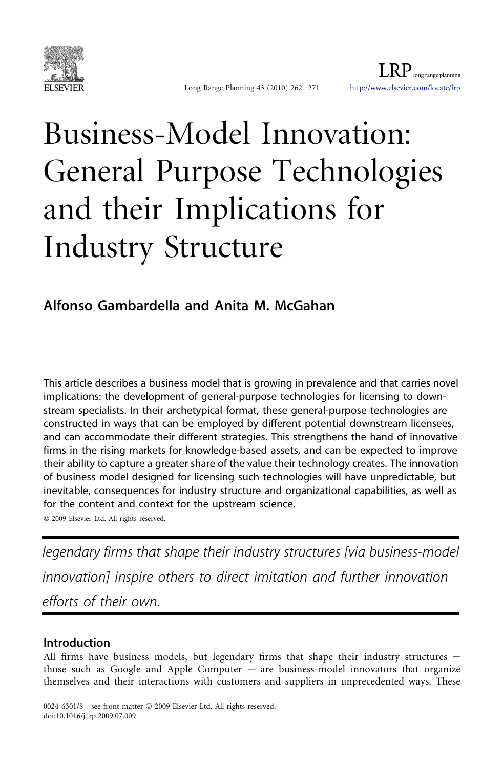# Business-Model Innovation: General Purpose Technologies and their Implications for Industry Structure

**Alfonso Gambardella and Anita M. McGahan**

This article describes a business model that is growing in prevalence and that carries novel implications: the development of general-purpose technologies for licensing to downstream specialists. In their archetypical format, these general-purpose technologies are constructed in ways that can be employed by different potential downstream licensees, and can accommodate their different strategies. This strengthens the hand of innovative firms in the rising markets for knowledge-based assets, and can be expected to improve their ability to capture a greater share of the value their technology creates. The innovation of business model designed for licensing such technologies will have unpredictable, but inevitable, consequences for industry structure and organizational capabilities, as well as for the content and context for the upstream science.

© 2009 Elsevier Ltd. All rights reserved.

*legendary firms that shape their industry structures [via business-model innovation] inspire others to direct imitation and further innovation efforts of their own.*

## Introduction

All firms have business models, but legendary firms that shape their industry structures – those such as Google and Apple Computer – are business-model innovators that organize themselves and their interactions with customers and suppliers in unprecedented ways. These

0024-6301/$ - see front matter © 2009 Elsevier Ltd. All rights reserved.
doi:10.1016/j.lrp.2009.07.009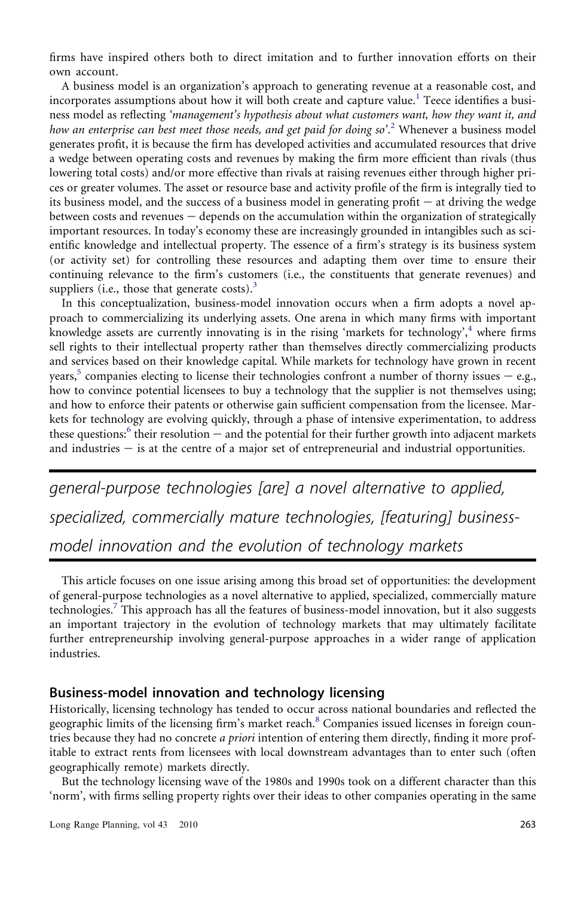firms have inspired others both to direct imitation and to further innovation efforts on their own account.

A business model is an organization's approach to generating revenue at a reasonable cost, and incorporates assumptions about how it will both create and capture value.[1] Teece identifies a business model as reflecting *'management's hypothesis about what customers want, how they want it, and how an enterprise can best meet those needs, and get paid for doing so'*.[2] Whenever a business model generates profit, it is because the firm has developed activities and accumulated resources that drive a wedge between operating costs and revenues by making the firm more efficient than rivals (thus lowering total costs) and/or more effective than rivals at raising revenues either through higher prices or greater volumes. The asset or resource base and activity profile of the firm is integrally tied to its business model, and the success of a business model in generating profit – at driving the wedge between costs and revenues – depends on the accumulation within the organization of strategically important resources. In today's economy these are increasingly grounded in intangibles such as scientific knowledge and intellectual property. The essence of a firm's strategy is its business system (or activity set) for controlling these resources and adapting them over time to ensure their continuing relevance to the firm's customers (i.e., the constituents that generate revenues) and suppliers (i.e., those that generate costs).[3]

In this conceptualization, business-model innovation occurs when a firm adopts a novel approach to commercializing its underlying assets. One arena in which many firms with important knowledge assets are currently innovating is in the rising 'markets for technology',[4] where firms sell rights to their intellectual property rather than themselves directly commercializing products and services based on their knowledge capital. While markets for technology have grown in recent years,[5] companies electing to license their technologies confront a number of thorny issues – e.g., how to convince potential licensees to buy a technology that the supplier is not themselves using; and how to enforce their patents or otherwise gain sufficient compensation from the licensee. Markets for technology are evolving quickly, through a phase of intensive experimentation, to address these questions:[6] their resolution – and the potential for their further growth into adjacent markets and industries – is at the centre of a major set of entrepreneurial and industrial opportunities.

> *general-purpose technologies [are] a novel alternative to applied, specialized, commercially mature technologies, [featuring] business-model innovation and the evolution of technology markets*

This article focuses on one issue arising among this broad set of opportunities: the development of general-purpose technologies as a novel alternative to applied, specialized, commercially mature technologies.[7] This approach has all the features of business-model innovation, but it also suggests an important trajectory in the evolution of technology markets that may ultimately facilitate further entrepreneurship involving general-purpose approaches in a wider range of application industries.

## Business-model innovation and technology licensing

Historically, licensing technology has tended to occur across national boundaries and reflected the geographic limits of the licensing firm's market reach.[8] Companies issued licenses in foreign countries because they had no concrete *a priori* intention of entering them directly, finding it more profitable to extract rents from licensees with local downstream advantages than to enter such (often geographically remote) markets directly.

But the technology licensing wave of the 1980s and 1990s took on a different character than this 'norm', with firms selling property rights over their ideas to other companies operating in the same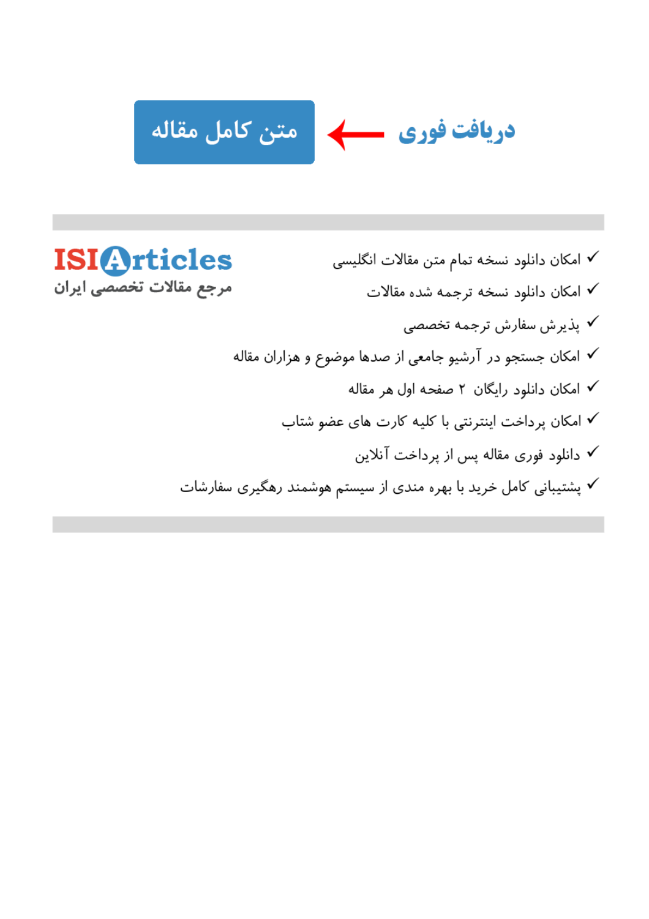دریافت فوری ← متن کامل مقاله

**ISIArticles**
مرجع مقالات تخصصی ایران

- ✓ امکان دانلود نسخه تمام متن مقالات انگلیسی
- ✓ امکان دانلود نسخه ترجمه شده مقالات
- ✓ پذیرش سفارش ترجمه تخصصی
- ✓ امکان جستجو در آرشیو جامعی از صدها موضوع و هزاران مقاله
- ✓ امکان دانلود رایگان ۲ صفحه اول هر مقاله
- ✓ امکان پرداخت اینترنتی با کلیه کارت های عضو شتاب
- ✓ دانلود فوری مقاله پس از پرداخت آنلاین
- ✓ پشتیبانی کامل خرید با بهره مندی از سیستم هوشمند رهگیری سفارشات